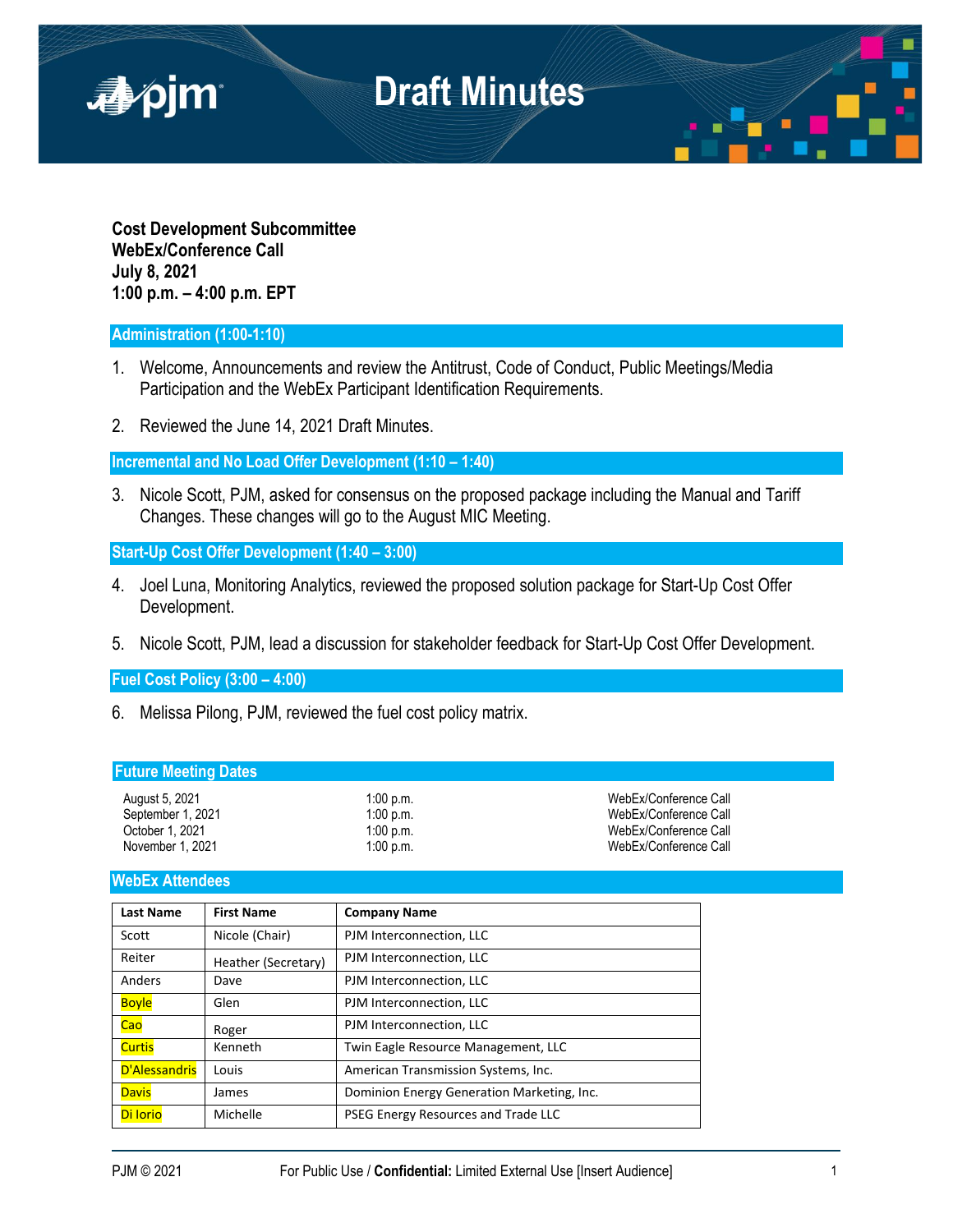# Draft Minutes

**Cost Development Subcommittee**
**WebEx/Conference Call**
**July 8, 2021**
**1:00 p.m. – 4:00 p.m. EPT**

## Administration (1:00-1:10)

1. Welcome, Announcements and review the Antitrust, Code of Conduct, Public Meetings/Media Participation and the WebEx Participant Identification Requirements.

2. Reviewed the June 14, 2021 Draft Minutes.

## Incremental and No Load Offer Development (1:10 – 1:40)

3. Nicole Scott, PJM, asked for consensus on the proposed package including the Manual and Tariff Changes. These changes will go to the August MIC Meeting.

## Start-Up Cost Offer Development (1:40 – 3:00)

4. Joel Luna, Monitoring Analytics, reviewed the proposed solution package for Start-Up Cost Offer Development.

5. Nicole Scott, PJM, lead a discussion for stakeholder feedback for Start-Up Cost Offer Development.

## Fuel Cost Policy (3:00 – 4:00)

6. Melissa Pilong, PJM, reviewed the fuel cost policy matrix.

## Future Meeting Dates

| | | |
|---|---|---|
| August 5, 2021 | 1:00 p.m. | WebEx/Conference Call |
| September 1, 2021 | 1:00 p.m. | WebEx/Conference Call |
| October 1, 2021 | 1:00 p.m. | WebEx/Conference Call |
| November 1, 2021 | 1:00 p.m. | WebEx/Conference Call |

## WebEx Attendees

| Last Name | First Name | Company Name |
|---|---|---|
| Scott | Nicole (Chair) | PJM Interconnection, LLC |
| Reiter | Heather (Secretary) | PJM Interconnection, LLC |
| Anders | Dave | PJM Interconnection, LLC |
| Boyle | Glen | PJM Interconnection, LLC |
| Cao | Roger | PJM Interconnection, LLC |
| Curtis | Kenneth | Twin Eagle Resource Management, LLC |
| D'Alessandris | Louis | American Transmission Systems, Inc. |
| Davis | James | Dominion Energy Generation Marketing, Inc. |
| Di Iorio | Michelle | PSEG Energy Resources and Trade LLC |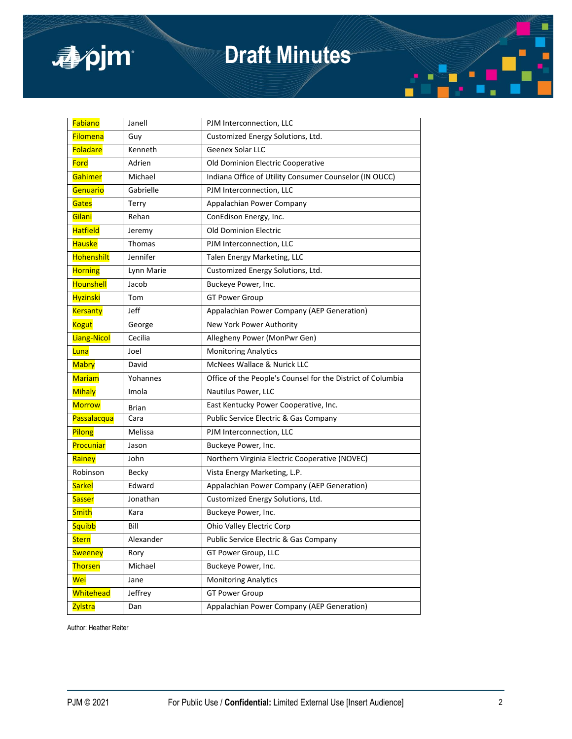| | | |
|---|---|---|
| Fabiano | Janell | PJM Interconnection, LLC |
| Filomena | Guy | Customized Energy Solutions, Ltd. |
| Foladare | Kenneth | Geenex Solar LLC |
| Ford | Adrien | Old Dominion Electric Cooperative |
| Gahimer | Michael | Indiana Office of Utility Consumer Counselor (IN OUCC) |
| Genuario | Gabrielle | PJM Interconnection, LLC |
| Gates | Terry | Appalachian Power Company |
| Gilani | Rehan | ConEdison Energy, Inc. |
| Hatfield | Jeremy | Old Dominion Electric |
| Hauske | Thomas | PJM Interconnection, LLC |
| Hohenshilt | Jennifer | Talen Energy Marketing, LLC |
| Horning | Lynn Marie | Customized Energy Solutions, Ltd. |
| Hounshell | Jacob | Buckeye Power, Inc. |
| Hyzinski | Tom | GT Power Group |
| Kersanty | Jeff | Appalachian Power Company (AEP Generation) |
| Kogut | George | New York Power Authority |
| Liang-Nicol | Cecilia | Allegheny Power (MonPwr Gen) |
| Luna | Joel | Monitoring Analytics |
| Mabry | David | McNees Wallace & Nurick LLC |
| Mariam | Yohannes | Office of the People's Counsel for the District of Columbia |
| Mihaly | Imola | Nautilus Power, LLC |
| Morrow | Brian | East Kentucky Power Cooperative, Inc. |
| Passalacqua | Cara | Public Service Electric & Gas Company |
| Pilong | Melissa | PJM Interconnection, LLC |
| Procuniar | Jason | Buckeye Power, Inc. |
| Rainey | John | Northern Virginia Electric Cooperative (NOVEC) |
| Robinson | Becky | Vista Energy Marketing, L.P. |
| Sarkel | Edward | Appalachian Power Company (AEP Generation) |
| Sasser | Jonathan | Customized Energy Solutions, Ltd. |
| Smith | Kara | Buckeye Power, Inc. |
| Squibb | Bill | Ohio Valley Electric Corp |
| Stern | Alexander | Public Service Electric & Gas Company |
| Sweeney | Rory | GT Power Group, LLC |
| Thorsen | Michael | Buckeye Power, Inc. |
| Wei | Jane | Monitoring Analytics |
| Whitehead | Jeffrey | GT Power Group |
| Zylstra | Dan | Appalachian Power Company (AEP Generation) |

Author: Heather Reiter